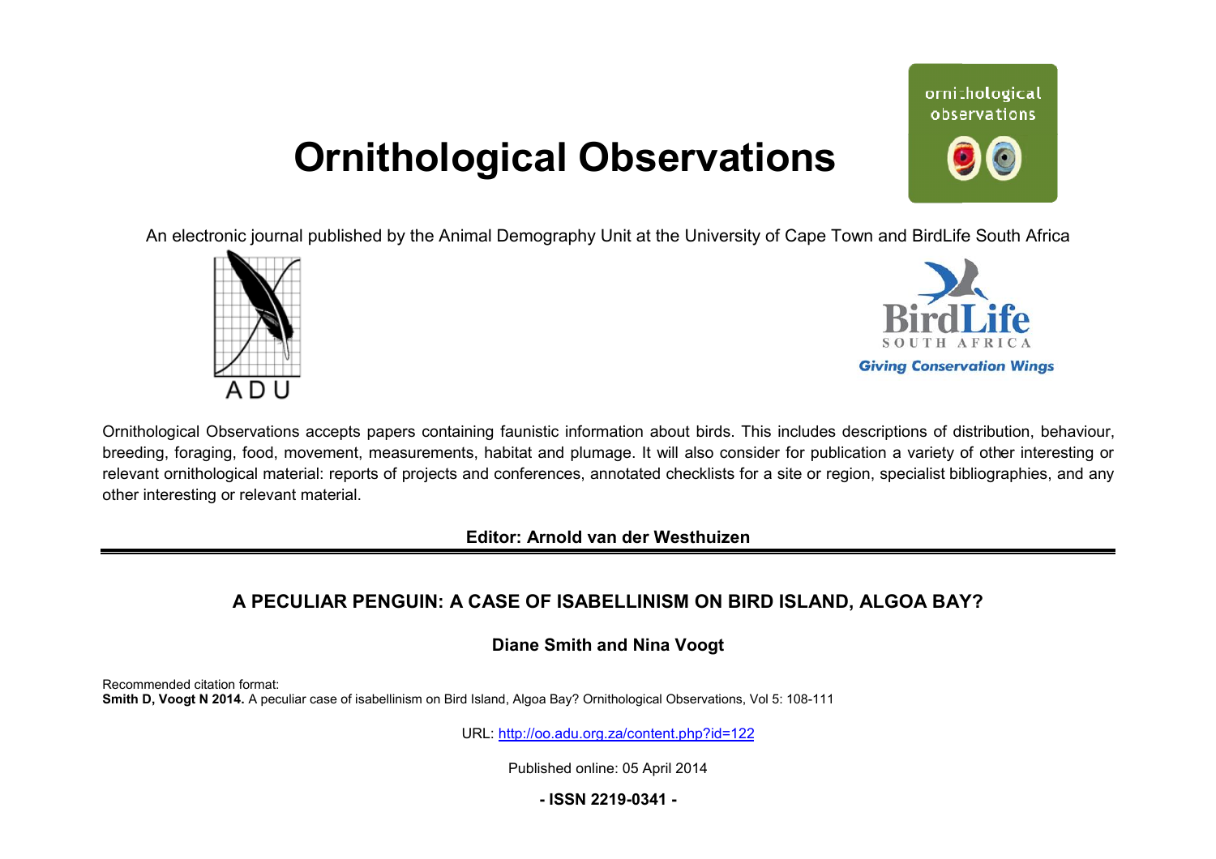# Ornithological Observations

An electronic journal published by the Animal Demography Unit at the University of Cape Town and BirdLife South Africa

Ornithological Observations accepts papers containing faunistic information about birds. This includes descriptions of distribution, behaviour, breeding, foraging, food, movement, measurements, habitat and plumage. It will also consider for publication a variety of other interesting or relevant ornithological material: reports of projects and conferences, annotated checklists for a site or region, specialist bibliographies, and any other interesting or relevant material.

**Editor: Arnold van der Westhuizen**

## A PECULIAR PENGUIN: A CASE OF ISABELLINISM ON BIRD ISLAND, ALGOA BAY?

**Diane Smith and Nina Voogt**

Recommended citation format:
**Smith D, Voogt N 2014.** A peculiar case of isabellinism on Bird Island, Algoa Bay? Ornithological Observations, Vol 5: 108-111

URL: http://oo.adu.org.za/content.php?id=122

Published online: 05 April 2014

**- ISSN 2219-0341 -**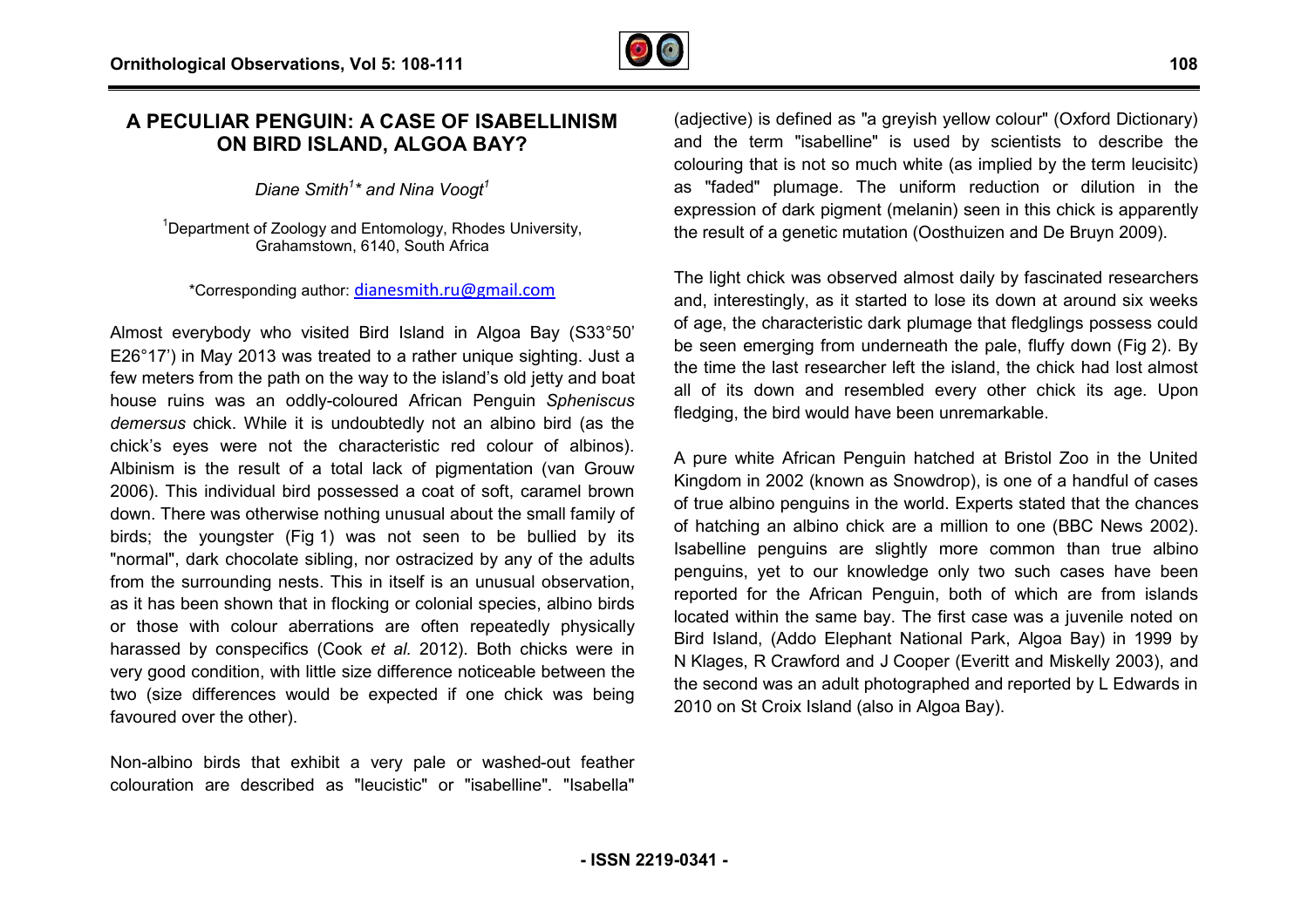# A PECULIAR PENGUIN: A CASE OF ISABELLINISM ON BIRD ISLAND, ALGOA BAY?

*Diane Smith[1]\* and Nina Voogt[1]*

[1]Department of Zoology and Entomology, Rhodes University, Grahamstown, 6140, South Africa

\*Corresponding author: dianesmith.ru@gmail.com

Almost everybody who visited Bird Island in Algoa Bay (S33°50' E26°17') in May 2013 was treated to a rather unique sighting. Just a few meters from the path on the way to the island's old jetty and boat house ruins was an oddly-coloured African Penguin *Spheniscus demersus* chick. While it is undoubtedly not an albino bird (as the chick's eyes were not the characteristic red colour of albinos). Albinism is the result of a total lack of pigmentation (van Grouw 2006). This individual bird possessed a coat of soft, caramel brown down. There was otherwise nothing unusual about the small family of birds; the youngster (Fig 1) was not seen to be bullied by its "normal", dark chocolate sibling, nor ostracized by any of the adults from the surrounding nests. This in itself is an unusual observation, as it has been shown that in flocking or colonial species, albino birds or those with colour aberrations are often repeatedly physically harassed by conspecifics (Cook *et al.* 2012). Both chicks were in very good condition, with little size difference noticeable between the two (size differences would be expected if one chick was being favoured over the other).

Non-albino birds that exhibit a very pale or washed-out feather colouration are described as "leucistic" or "isabelline". "Isabella" (adjective) is defined as "a greyish yellow colour" (Oxford Dictionary) and the term "isabelline" is used by scientists to describe the colouring that is not so much white (as implied by the term leucisitc) as "faded" plumage. The uniform reduction or dilution in the expression of dark pigment (melanin) seen in this chick is apparently the result of a genetic mutation (Oosthuizen and De Bruyn 2009).

The light chick was observed almost daily by fascinated researchers and, interestingly, as it started to lose its down at around six weeks of age, the characteristic dark plumage that fledglings possess could be seen emerging from underneath the pale, fluffy down (Fig 2). By the time the last researcher left the island, the chick had lost almost all of its down and resembled every other chick its age. Upon fledging, the bird would have been unremarkable.

A pure white African Penguin hatched at Bristol Zoo in the United Kingdom in 2002 (known as Snowdrop), is one of a handful of cases of true albino penguins in the world. Experts stated that the chances of hatching an albino chick are a million to one (BBC News 2002). Isabelline penguins are slightly more common than true albino penguins, yet to our knowledge only two such cases have been reported for the African Penguin, both of which are from islands located within the same bay. The first case was a juvenile noted on Bird Island, (Addo Elephant National Park, Algoa Bay) in 1999 by N Klages, R Crawford and J Cooper (Everitt and Miskelly 2003), and the second was an adult photographed and reported by L Edwards in 2010 on St Croix Island (also in Algoa Bay).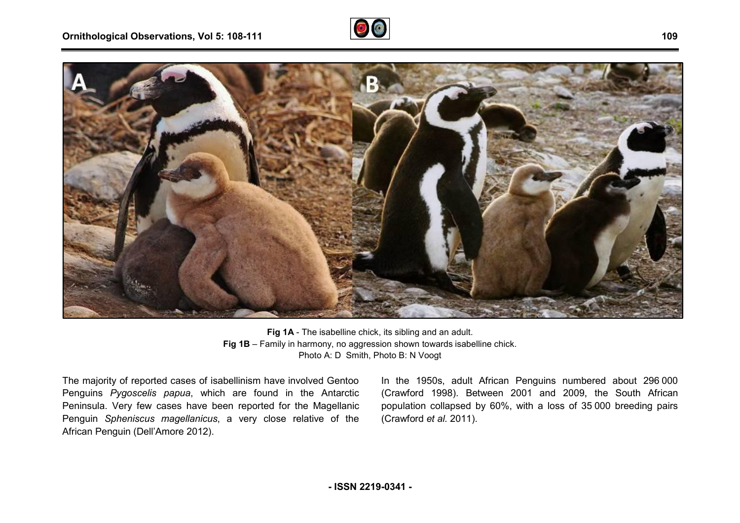**Fig 1A** - The isabelline chick, its sibling and an adult.
**Fig 1B** – Family in harmony, no aggression shown towards isabelline chick.
Photo A: D Smith, Photo B: N Voogt

The majority of reported cases of isabellinism have involved Gentoo Penguins *Pygoscelis papua*, which are found in the Antarctic Peninsula. Very few cases have been reported for the Magellanic Penguin *Spheniscus magellanicus*, a very close relative of the African Penguin (Dell'Amore 2012).

In the 1950s, adult African Penguins numbered about 296 000 (Crawford 1998). Between 2001 and 2009, the South African population collapsed by 60%, with a loss of 35 000 breeding pairs (Crawford *et al.* 2011).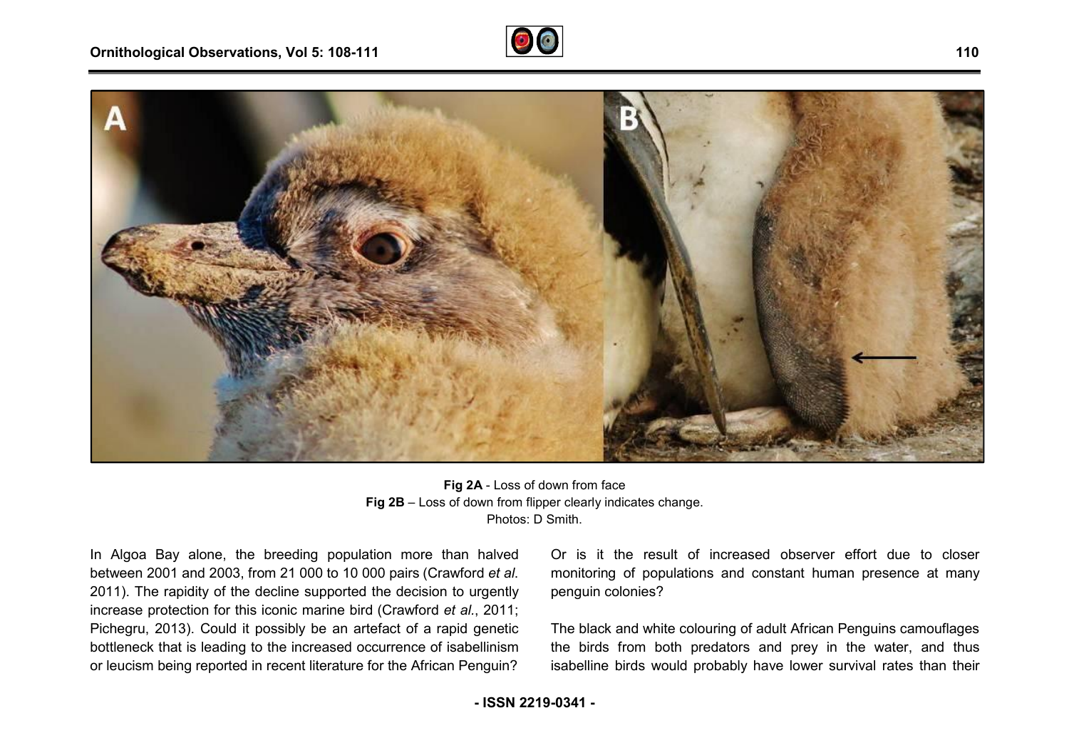Fig 2A - Loss of down from face
Fig 2B – Loss of down from flipper clearly indicates change.
Photos: D Smith.

In Algoa Bay alone, the breeding population more than halved between 2001 and 2003, from 21 000 to 10 000 pairs (Crawford *et al.* 2011). The rapidity of the decline supported the decision to urgently increase protection for this iconic marine bird (Crawford *et al.*, 2011; Pichegru, 2013). Could it possibly be an artefact of a rapid genetic bottleneck that is leading to the increased occurrence of isabellinism or leucism being reported in recent literature for the African Penguin? Or is it the result of increased observer effort due to closer monitoring of populations and constant human presence at many penguin colonies?

The black and white colouring of adult African Penguins camouflages the birds from both predators and prey in the water, and thus isabelline birds would probably have lower survival rates than their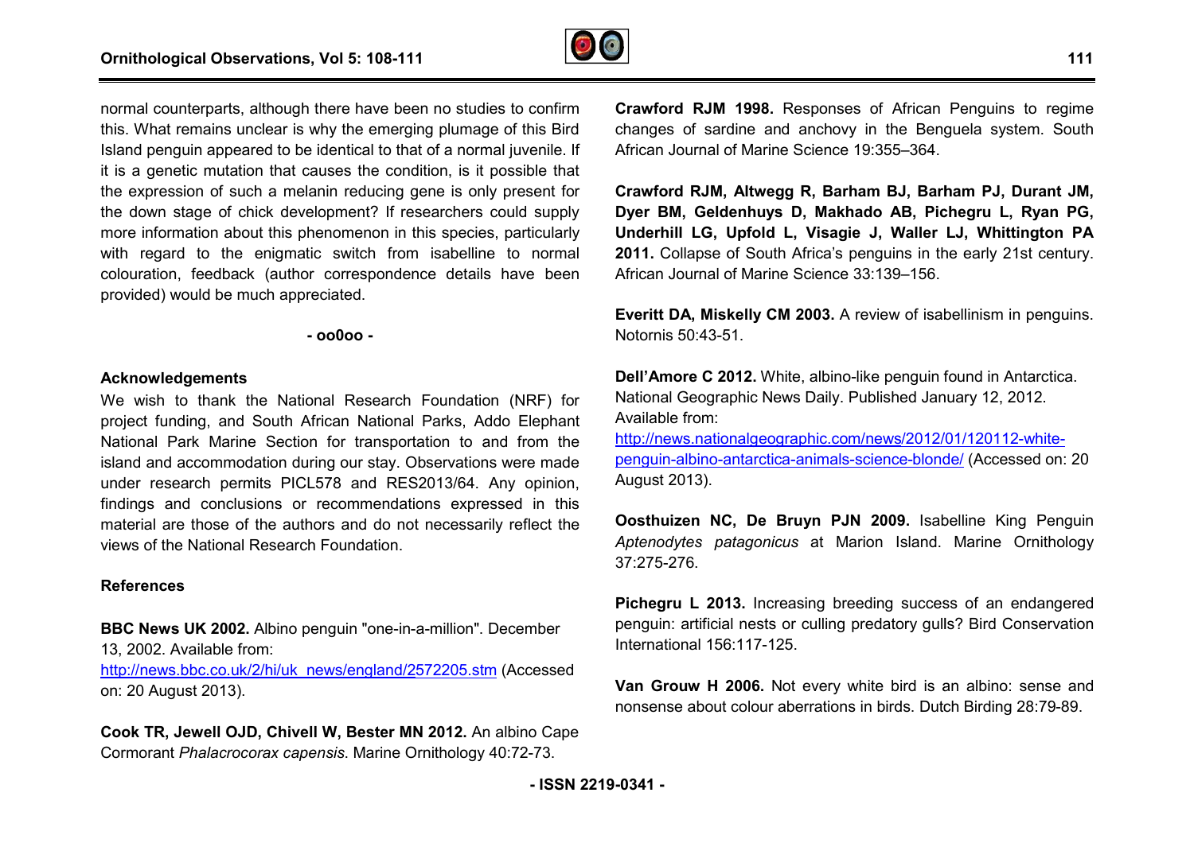normal counterparts, although there have been no studies to confirm this. What remains unclear is why the emerging plumage of this Bird Island penguin appeared to be identical to that of a normal juvenile. If it is a genetic mutation that causes the condition, is it possible that the expression of such a melanin reducing gene is only present for the down stage of chick development? If researchers could supply more information about this phenomenon in this species, particularly with regard to the enigmatic switch from isabelline to normal colouration, feedback (author correspondence details have been provided) would be much appreciated.

**- oo0oo -**

## Acknowledgements

We wish to thank the National Research Foundation (NRF) for project funding, and South African National Parks, Addo Elephant National Park Marine Section for transportation to and from the island and accommodation during our stay. Observations were made under research permits PICL578 and RES2013/64. Any opinion, findings and conclusions or recommendations expressed in this material are those of the authors and do not necessarily reflect the views of the National Research Foundation.

## References

**BBC News UK 2002.** Albino penguin "one-in-a-million". December 13, 2002. Available from: http://news.bbc.co.uk/2/hi/uk_news/england/2572205.stm (Accessed on: 20 August 2013).

**Cook TR, Jewell OJD, Chivell W, Bester MN 2012.** An albino Cape Cormorant *Phalacrocorax capensis*. Marine Ornithology 40:72-73.

**Crawford RJM 1998.** Responses of African Penguins to regime changes of sardine and anchovy in the Benguela system. South African Journal of Marine Science 19:355–364.

**Crawford RJM, Altwegg R, Barham BJ, Barham PJ, Durant JM, Dyer BM, Geldenhuys D, Makhado AB, Pichegru L, Ryan PG, Underhill LG, Upfold L, Visagie J, Waller LJ, Whittington PA 2011.** Collapse of South Africa's penguins in the early 21st century. African Journal of Marine Science 33:139–156.

**Everitt DA, Miskelly CM 2003.** A review of isabellinism in penguins. Notornis 50:43-51.

**Dell'Amore C 2012.** White, albino-like penguin found in Antarctica. National Geographic News Daily. Published January 12, 2012. Available from: http://news.nationalgeographic.com/news/2012/01/120112-white-penguin-albino-antarctica-animals-science-blonde/ (Accessed on: 20 August 2013).

**Oosthuizen NC, De Bruyn PJN 2009.** Isabelline King Penguin *Aptenodytes patagonicus* at Marion Island. Marine Ornithology 37:275-276.

**Pichegru L 2013.** Increasing breeding success of an endangered penguin: artificial nests or culling predatory gulls? Bird Conservation International 156:117-125.

**Van Grouw H 2006.** Not every white bird is an albino: sense and nonsense about colour aberrations in birds. Dutch Birding 28:79-89.